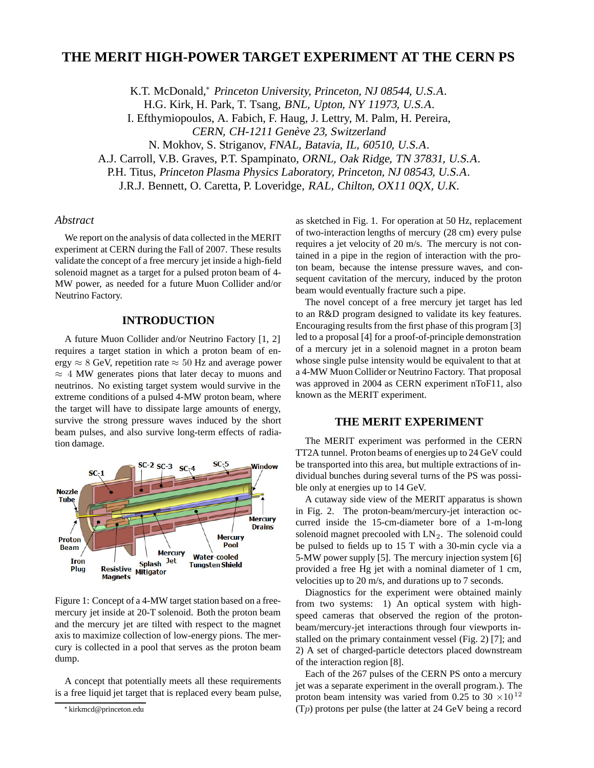# THE MERIT HIGH-POWER TARGET EXPERIMENT AT THE CERN PS

K.T. McDonald,* *Princeton University, Princeton, NJ 08544, U.S.A.*
H.G. Kirk, H. Park, T. Tsang, *BNL, Upton, NY 11973, U.S.A.*
I. Efthymiopoulos, A. Fabich, F. Haug, J. Lettry, M. Palm, H. Pereira,
*CERN, CH-1211 Genève 23, Switzerland*
N. Mokhov, S. Striganov, *FNAL, Batavia, IL, 60510, U.S.A.*
A.J. Carroll, V.B. Graves, P.T. Spampinato, *ORNL, Oak Ridge, TN 37831, U.S.A.*
P.H. Titus, *Princeton Plasma Physics Laboratory, Princeton, NJ 08543, U.S.A.*
J.R.J. Bennett, O. Caretta, P. Loveridge, *RAL, Chilton, OX11 0QX, U.K.*

## *Abstract*

We report on the analysis of data collected in the MERIT experiment at CERN during the Fall of 2007. These results validate the concept of a free mercury jet inside a high-field solenoid magnet as a target for a pulsed proton beam of 4-MW power, as needed for a future Muon Collider and/or Neutrino Factory.

## INTRODUCTION

A future Muon Collider and/or Neutrino Factory [1, 2] requires a target station in which a proton beam of energy $\approx 8$ GeV, repetition rate $\approx 50$ Hz and average power $\approx 4$ MW generates pions that later decay to muons and neutrinos. No existing target system would survive in the extreme conditions of a pulsed 4-MW proton beam, where the target will have to dissipate large amounts of energy, survive the strong pressure waves induced by the short beam pulses, and also survive long-term effects of radiation damage.

Figure 1: Concept of a 4-MW target station based on a free-mercury jet inside at 20-T solenoid. Both the proton beam and the mercury jet are tilted with respect to the magnet axis to maximize collection of low-energy pions. The mercury is collected in a pool that serves as the proton beam dump.

A concept that potentially meets all these requirements is a free liquid jet target that is replaced every beam pulse, as sketched in Fig. 1. For operation at 50 Hz, replacement of two-interaction lengths of mercury (28 cm) every pulse requires a jet velocity of 20 m/s. The mercury is not contained in a pipe in the region of interaction with the proton beam, because the intense pressure waves, and consequent cavitation of the mercury, induced by the proton beam would eventually fracture such a pipe.

The novel concept of a free mercury jet target has led to an R&D program designed to validate its key features. Encouraging results from the first phase of this program [3] led to a proposal [4] for a proof-of-principle demonstration of a mercury jet in a solenoid magnet in a proton beam whose single pulse intensity would be equivalent to that at a 4-MW Muon Collider or Neutrino Factory. That proposal was approved in 2004 as CERN experiment nToF11, also known as the MERIT experiment.

## THE MERIT EXPERIMENT

The MERIT experiment was performed in the CERN TT2A tunnel. Proton beams of energies up to 24 GeV could be transported into this area, but multiple extractions of individual bunches during several turns of the PS was possible only at energies up to 14 GeV.

A cutaway side view of the MERIT apparatus is shown in Fig. 2. The proton-beam/mercury-jet interaction occurred inside the 15-cm-diameter bore of a 1-m-long solenoid magnet precooled with $LN_2$. The solenoid could be pulsed to fields up to 15 T with a 30-min cycle via a 5-MW power supply [5]. The mercury injection system [6] provided a free Hg jet with a nominal diameter of 1 cm, velocities up to 20 m/s, and durations up to 7 seconds.

Diagnostics for the experiment were obtained mainly from two systems: 1) An optical system with high-speed cameras that observed the region of the proton-beam/mercury-jet interactions through four viewports installed on the primary containment vessel (Fig. 2) [7]; and 2) A set of charged-particle detectors placed downstream of the interaction region [8].

Each of the 267 pulses of the CERN PS onto a mercury jet was a separate experiment in the overall program.). The proton beam intensity was varied from 0.25 to 30 $\times 10^{12}$ (T$p$) protons per pulse (the latter at 24 GeV being a record

* kirkmcd@princeton.edu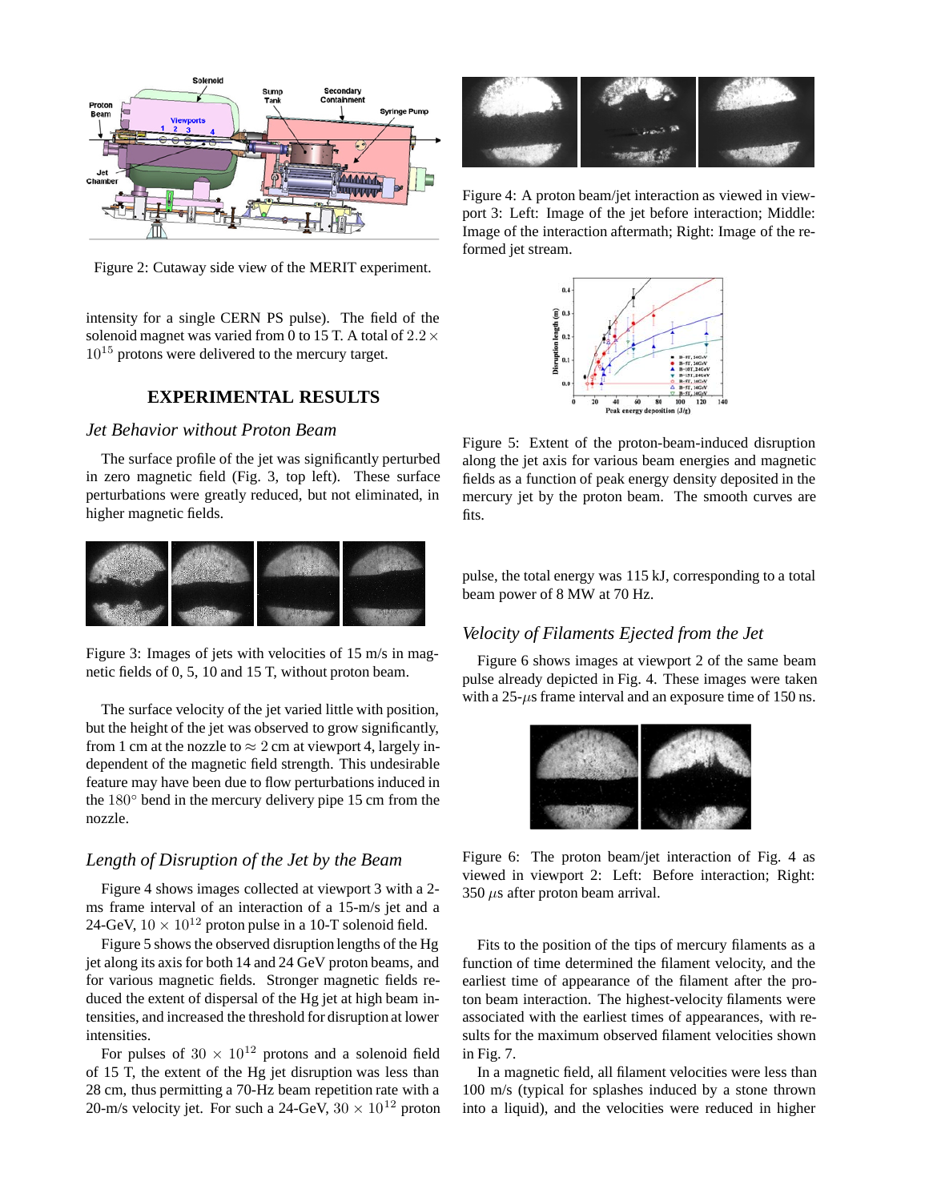Figure 2: Cutaway side view of the MERIT experiment.

intensity for a single CERN PS pulse). The field of the solenoid magnet was varied from 0 to 15 T. A total of $2.2 \times 10^{15}$ protons were delivered to the mercury target.

## EXPERIMENTAL RESULTS

### *Jet Behavior without Proton Beam*

The surface profile of the jet was significantly perturbed in zero magnetic field (Fig. 3, top left). These surface perturbations were greatly reduced, but not eliminated, in higher magnetic fields.

Figure 3: Images of jets with velocities of 15 m/s in magnetic fields of 0, 5, 10 and 15 T, without proton beam.

The surface velocity of the jet varied little with position, but the height of the jet was observed to grow significantly, from 1 cm at the nozzle to $\approx 2$ cm at viewport 4, largely independent of the magnetic field strength. This undesirable feature may have been due to flow perturbations induced in the $180°$ bend in the mercury delivery pipe 15 cm from the nozzle.

### *Length of Disruption of the Jet by the Beam*

Figure 4 shows images collected at viewport 3 with a 2-ms frame interval of an interaction of a 15-m/s jet and a 24-GeV, $10 \times 10^{12}$ proton pulse in a 10-T solenoid field.

Figure 5 shows the observed disruption lengths of the Hg jet along its axis for both 14 and 24 GeV proton beams, and for various magnetic fields. Stronger magnetic fields reduced the extent of dispersal of the Hg jet at high beam intensities, and increased the threshold for disruption at lower intensities.

For pulses of $30 \times 10^{12}$ protons and a solenoid field of 15 T, the extent of the Hg jet disruption was less than 28 cm, thus permitting a 70-Hz beam repetition rate with a 20-m/s velocity jet. For such a 24-GeV, $30 \times 10^{12}$ proton pulse, the total energy was 115 kJ, corresponding to a total beam power of 8 MW at 70 Hz.

Figure 4: A proton beam/jet interaction as viewed in viewport 3: Left: Image of the jet before interaction; Middle: Image of the interaction aftermath; Right: Image of the reformed jet stream.

Figure 5: Extent of the proton-beam-induced disruption along the jet axis for various beam energies and magnetic fields as a function of peak energy density deposited in the mercury jet by the proton beam. The smooth curves are fits.

### *Velocity of Filaments Ejected from the Jet*

Figure 6 shows images at viewport 2 of the same beam pulse already depicted in Fig. 4. These images were taken with a 25-$\mu$s frame interval and an exposure time of 150 ns.

Figure 6: The proton beam/jet interaction of Fig. 4 as viewed in viewport 2: Left: Before interaction; Right: 350 $\mu$s after proton beam arrival.

Fits to the position of the tips of mercury filaments as a function of time determined the filament velocity, and the earliest time of appearance of the filament after the proton beam interaction. The highest-velocity filaments were associated with the earliest times of appearances, with results for the maximum observed filament velocities shown in Fig. 7.

In a magnetic field, all filament velocities were less than 100 m/s (typical for splashes induced by a stone thrown into a liquid), and the velocities were reduced in higher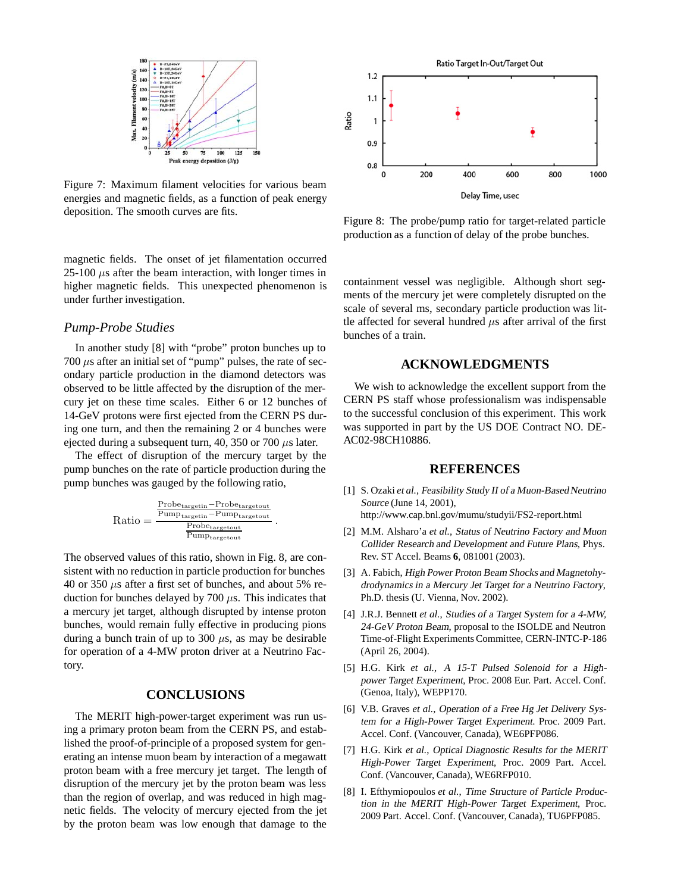Max. Filament velocity (m/s)

180
160
140
120
100
80
60
40
20
0

0 25 50 75 100 125 150

Peak energy deposition (J/g)

B=5T,24GeV
B=10T,24GeV
B=15T,24GeV
B=5T,14GeV
B=10T,14GeV
Fit,B=0T
Fit,B=5T
Fit,B=10T
Fit,B=15T
Fit,B=20T
Fit,B=30T

Figure 7: Maximum filament velocities for various beam energies and magnetic fields, as a function of peak energy deposition. The smooth curves are fits.

magnetic fields. The onset of jet filamentation occurred 25-100 $\mu$s after the beam interaction, with longer times in higher magnetic fields. This unexpected phenomenon is under further investigation.

### *Pump-Probe Studies*

In another study [8] with "probe" proton bunches up to 700 $\mu$s after an initial set of "pump" pulses, the rate of secondary particle production in the diamond detectors was observed to be little affected by the disruption of the mercury jet on these time scales. Either 6 or 12 bunches of 14-GeV protons were first ejected from the CERN PS during one turn, and then the remaining 2 or 4 bunches were ejected during a subsequent turn, 40, 350 or 700 $\mu$s later.

The effect of disruption of the mercury target by the pump bunches on the rate of particle production during the pump bunches was gauged by the following ratio,

$$\text{Ratio} = \frac{\frac{\text{Probe}_{\text{targetin}} - \text{Probe}_{\text{targetout}}}{\text{Pump}_{\text{targetin}} - \text{Pump}_{\text{targetout}}}}{\frac{\text{Probe}_{\text{targetout}}}{\text{Pump}_{\text{targetout}}}}.$$

The observed values of this ratio, shown in Fig. 8, are consistent with no reduction in particle production for bunches 40 or 350 $\mu$s after a first set of bunches, and about 5% reduction for bunches delayed by 700 $\mu$s. This indicates that a mercury jet target, although disrupted by intense proton bunches, would remain fully effective in producing pions during a bunch train of up to 300 $\mu$s, as may be desirable for operation of a 4-MW proton driver at a Neutrino Factory.

## CONCLUSIONS

The MERIT high-power-target experiment was run using a primary proton beam from the CERN PS, and established the proof-of-principle of a proposed system for generating an intense muon beam by interaction of a megawatt proton beam with a free mercury jet target. The length of disruption of the mercury jet by the proton beam was less than the region of overlap, and was reduced in high magnetic fields. The velocity of mercury ejected from the jet by the proton beam was low enough that damage to the containment vessel was negligible. Although short segments of the mercury jet were completely disrupted on the scale of several ms, secondary particle production was little affected for several hundred $\mu$s after arrival of the first bunches of a train.

Ratio Target In-Out/Target Out

Ratio

1.2
1.1
1
0.9
0.8

0 200 400 600 800 1000

Delay Time, usec

Figure 8: The probe/pump ratio for target-related particle production as a function of delay of the probe bunches.

## ACKNOWLEDGMENTS

We wish to acknowledge the excellent support from the CERN PS staff whose professionalism was indispensable to the successful conclusion of this experiment. This work was supported in part by the US DOE Contract NO. DE-AC02-98CH10886.

## REFERENCES

[1] S. Ozaki *et al.*, *Feasibility Study II of a Muon-Based Neutrino Source* (June 14, 2001), http://www.cap.bnl.gov/mumu/studyii/FS2-report.html

[2] M.M. Alsharo'a *et al.*, *Status of Neutrino Factory and Muon Collider Research and Development and Future Plans*, Phys. Rev. ST Accel. Beams **6**, 081001 (2003).

[3] A. Fabich, *High Power Proton Beam Shocks and Magnetohydrodynamics in a Mercury Jet Target for a Neutrino Factory*, Ph.D. thesis (U. Vienna, Nov. 2002).

[4] J.R.J. Bennett *et al.*, *Studies of a Target System for a 4-MW, 24-GeV Proton Beam*, proposal to the ISOLDE and Neutron Time-of-Flight Experiments Committee, CERN-INTC-P-186 (April 26, 2004).

[5] H.G. Kirk *et al.*, *A 15-T Pulsed Solenoid for a High-power Target Experiment*, Proc. 2008 Eur. Part. Accel. Conf. (Genoa, Italy), WEPP170.

[6] V.B. Graves *et al.*, *Operation of a Free Hg Jet Delivery System for a High-Power Target Experiment*. Proc. 2009 Part. Accel. Conf. (Vancouver, Canada), WE6PFP086.

[7] H.G. Kirk *et al.*, *Optical Diagnostic Results for the MERIT High-Power Target Experiment*, Proc. 2009 Part. Accel. Conf. (Vancouver, Canada), WE6RFP010.

[8] I. Efthymiopoulos *et al.*, *Time Structure of Particle Production in the MERIT High-Power Target Experiment*, Proc. 2009 Part. Accel. Conf. (Vancouver, Canada), TU6PFP085.